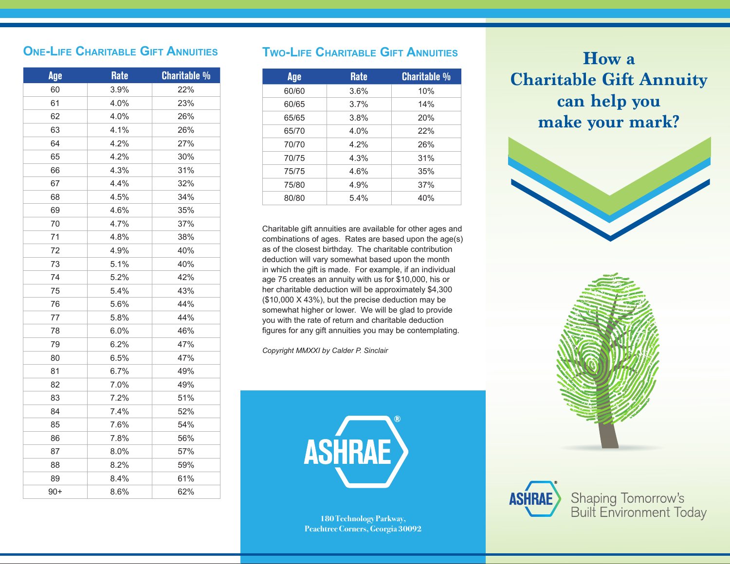## One-Life Charitable Gift Annuities

| Age | Rate | Charitable % |
|---|---|---|
| 60 | 3.9% | 22% |
| 61 | 4.0% | 23% |
| 62 | 4.0% | 26% |
| 63 | 4.1% | 26% |
| 64 | 4.2% | 27% |
| 65 | 4.2% | 30% |
| 66 | 4.3% | 31% |
| 67 | 4.4% | 32% |
| 68 | 4.5% | 34% |
| 69 | 4.6% | 35% |
| 70 | 4.7% | 37% |
| 71 | 4.8% | 38% |
| 72 | 4.9% | 40% |
| 73 | 5.1% | 40% |
| 74 | 5.2% | 42% |
| 75 | 5.4% | 43% |
| 76 | 5.6% | 44% |
| 77 | 5.8% | 44% |
| 78 | 6.0% | 46% |
| 79 | 6.2% | 47% |
| 80 | 6.5% | 47% |
| 81 | 6.7% | 49% |
| 82 | 7.0% | 49% |
| 83 | 7.2% | 51% |
| 84 | 7.4% | 52% |
| 85 | 7.6% | 54% |
| 86 | 7.8% | 56% |
| 87 | 8.0% | 57% |
| 88 | 8.2% | 59% |
| 89 | 8.4% | 61% |
| 90+ | 8.6% | 62% |

## Two-Life Charitable Gift Annuities

| Age | Rate | Charitable % |
|---|---|---|
| 60/60 | 3.6% | 10% |
| 60/65 | 3.7% | 14% |
| 65/65 | 3.8% | 20% |
| 65/70 | 4.0% | 22% |
| 70/70 | 4.2% | 26% |
| 70/75 | 4.3% | 31% |
| 75/75 | 4.6% | 35% |
| 75/80 | 4.9% | 37% |
| 80/80 | 5.4% | 40% |

Charitable gift annuities are available for other ages and combinations of ages. Rates are based upon the age(s) as of the closest birthday. The charitable contribution deduction will vary somewhat based upon the month in which the gift is made. For example, if an individual age 75 creates an annuity with us for $10,000, his or her charitable deduction will be approximately $4,300 ($10,000 X 43%), but the precise deduction may be somewhat higher or lower. We will be glad to provide you with the rate of return and charitable deduction figures for any gift annuities you may be contemplating.

*Copyright MMXXI by Calder P. Sinclair*

ASHRAE®

180 Technology Parkway,
Peachtree Corners, Georgia 30092

# How a Charitable Gift Annuity can help you make your mark?

ASHRAE® Shaping Tomorrow's Built Environment Today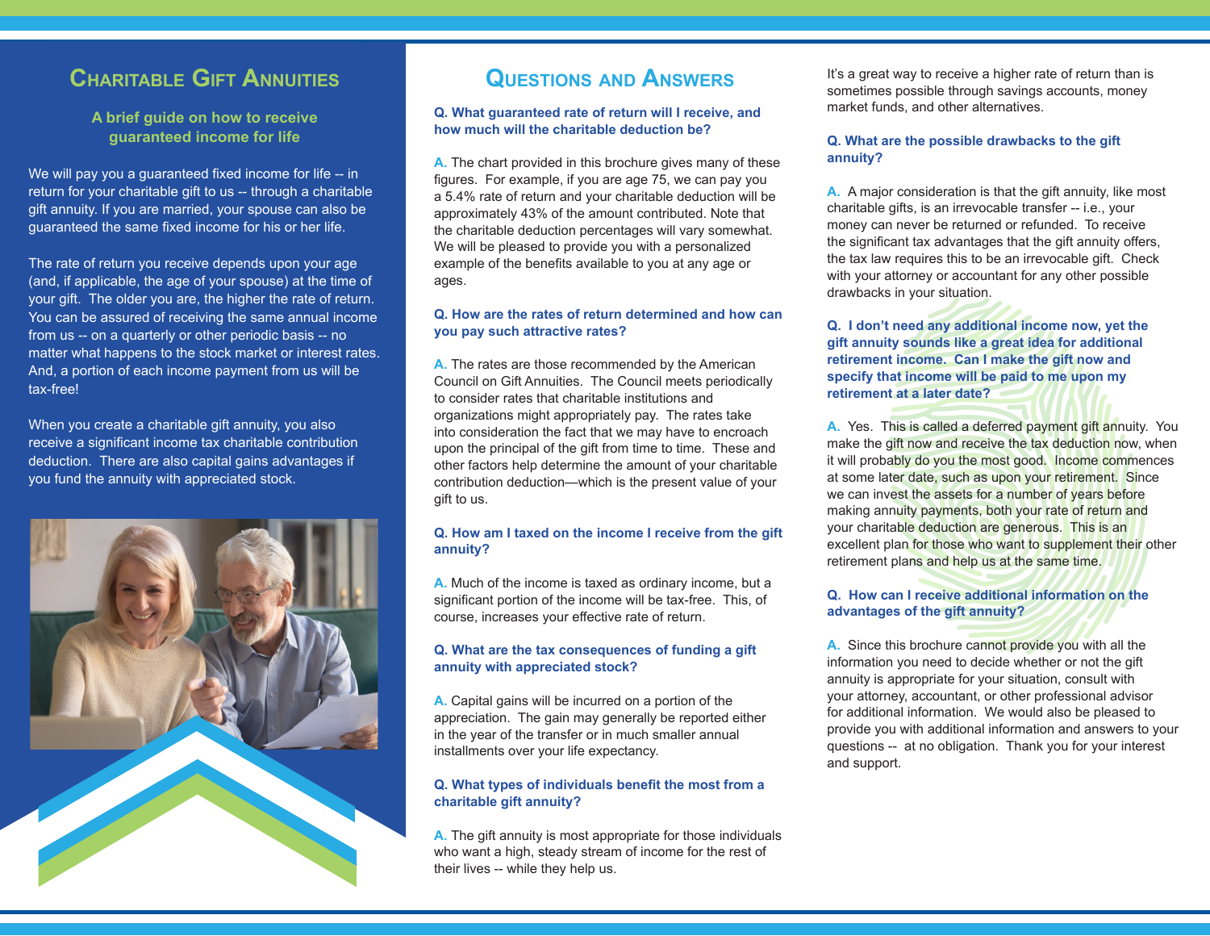## Charitable Gift Annuities

**A brief guide on how to receive guaranteed income for life**

We will pay you a guaranteed fixed income for life -- in return for your charitable gift to us -- through a charitable gift annuity. If you are married, your spouse can also be guaranteed the same fixed income for his or her life.

The rate of return you receive depends upon your age (and, if applicable, the age of your spouse) at the time of your gift. The older you are, the higher the rate of return. You can be assured of receiving the same annual income from us -- on a quarterly or other periodic basis -- no matter what happens to the stock market or interest rates. And, a portion of each income payment from us will be tax-free!

When you create a charitable gift annuity, you also receive a significant income tax charitable contribution deduction. There are also capital gains advantages if you fund the annuity with appreciated stock.

## Questions and Answers

**Q. What guaranteed rate of return will I receive, and how much will the charitable deduction be?**

**A.** The chart provided in this brochure gives many of these figures. For example, if you are age 75, we can pay you a 5.4% rate of return and your charitable deduction will be approximately 43% of the amount contributed. Note that the charitable deduction percentages will vary somewhat. We will be pleased to provide you with a personalized example of the benefits available to you at any age or ages.

**Q. How are the rates of return determined and how can you pay such attractive rates?**

**A.** The rates are those recommended by the American Council on Gift Annuities. The Council meets periodically to consider rates that charitable institutions and organizations might appropriately pay. The rates take into consideration the fact that we may have to encroach upon the principal of the gift from time to time. These and other factors help determine the amount of your charitable contribution deduction—which is the present value of your gift to us.

**Q. How am I taxed on the income I receive from the gift annuity?**

**A.** Much of the income is taxed as ordinary income, but a significant portion of the income will be tax-free. This, of course, increases your effective rate of return.

**Q. What are the tax consequences of funding a gift annuity with appreciated stock?**

**A.** Capital gains will be incurred on a portion of the appreciation. The gain may generally be reported either in the year of the transfer or in much smaller annual installments over your life expectancy.

**Q. What types of individuals benefit the most from a charitable gift annuity?**

**A.** The gift annuity is most appropriate for those individuals who want a high, steady stream of income for the rest of their lives -- while they help us. It's a great way to receive a higher rate of return than is sometimes possible through savings accounts, money market funds, and other alternatives.

**Q. What are the possible drawbacks to the gift annuity?**

**A.** A major consideration is that the gift annuity, like most charitable gifts, is an irrevocable transfer -- i.e., your money can never be returned or refunded. To receive the significant tax advantages that the gift annuity offers, the tax law requires this to be an irrevocable gift. Check with your attorney or accountant for any other possible drawbacks in your situation.

**Q. I don't need any additional income now, yet the gift annuity sounds like a great idea for additional retirement income. Can I make the gift now and specify that income will be paid to me upon my retirement at a later date?**

**A.** Yes. This is called a deferred payment gift annuity. You make the gift now and receive the tax deduction now, when it will probably do you the most good. Income commences at some later date, such as upon your retirement. Since we can invest the assets for a number of years before making annuity payments, both your rate of return and your charitable deduction are generous. This is an excellent plan for those who want to supplement their other retirement plans and help us at the same time.

**Q. How can I receive additional information on the advantages of the gift annuity?**

**A.** Since this brochure cannot provide you with all the information you need to decide whether or not the gift annuity is appropriate for your situation, consult with your attorney, accountant, or other professional advisor for additional information. We would also be pleased to provide you with additional information and answers to your questions -- at no obligation. Thank you for your interest and support.